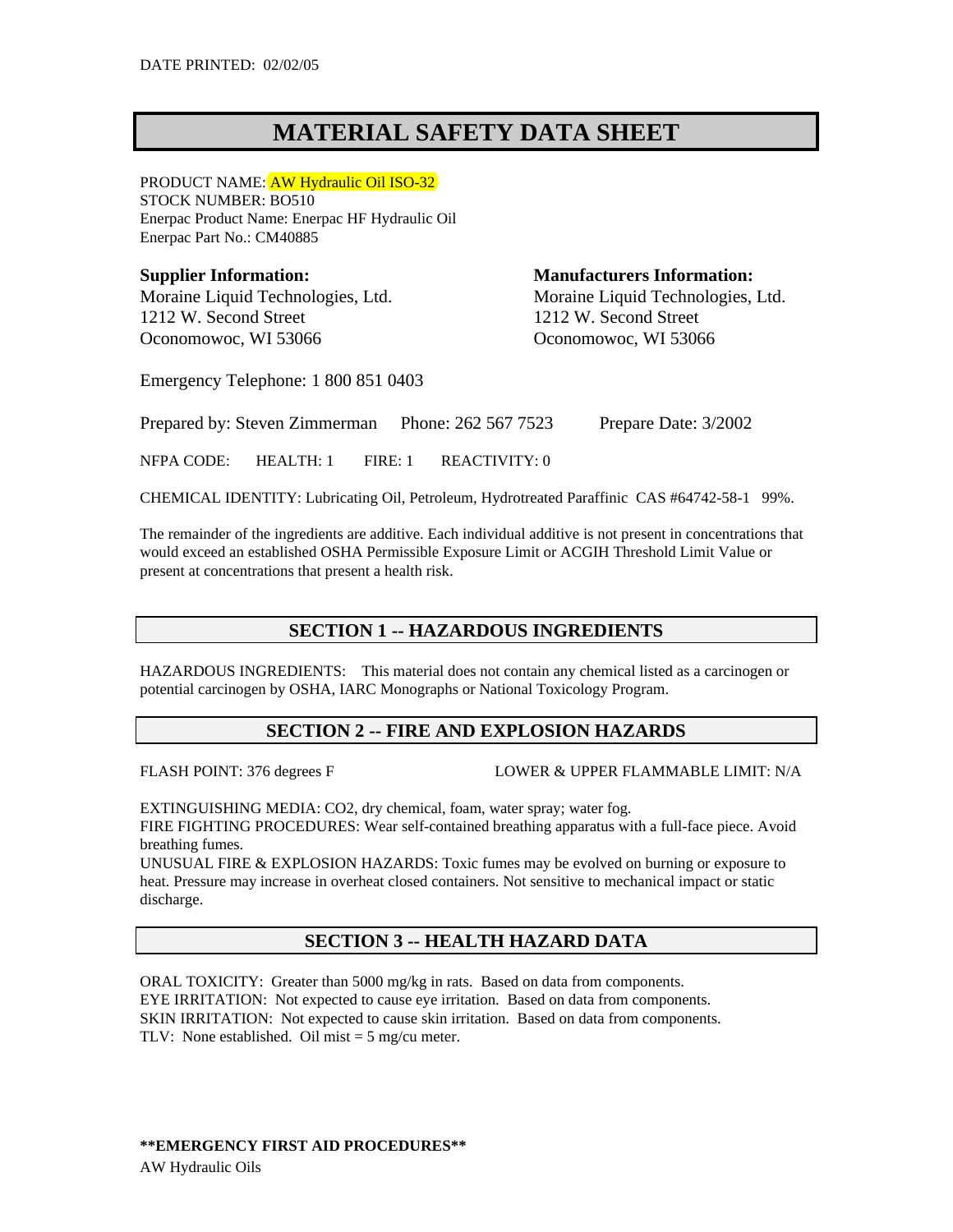DATE PRINTED: 02/02/05

# MATERIAL SAFETY DATA SHEET

PRODUCT NAME: AW Hydraulic Oil ISO-32
STOCK NUMBER: BO510
Enerpac Product Name: Enerpac HF Hydraulic Oil
Enerpac Part No.: CM40885

**Supplier Information:**
Moraine Liquid Technologies, Ltd.
1212 W. Second Street
Oconomowoc, WI 53066

**Manufacturers Information:**
Moraine Liquid Technologies, Ltd.
1212 W. Second Street
Oconomowoc, WI 53066

Emergency Telephone: 1 800 851 0403

Prepared by: Steven Zimmerman Phone: 262 567 7523 Prepare Date: 3/2002

NFPA CODE: HEALTH: 1 FIRE: 1 REACTIVITY: 0

CHEMICAL IDENTITY: Lubricating Oil, Petroleum, Hydrotreated Paraffinic CAS #64742-58-1 99%.

The remainder of the ingredients are additive. Each individual additive is not present in concentrations that would exceed an established OSHA Permissible Exposure Limit or ACGIH Threshold Limit Value or present at concentrations that present a health risk.

## SECTION 1 -- HAZARDOUS INGREDIENTS

HAZARDOUS INGREDIENTS: This material does not contain any chemical listed as a carcinogen or potential carcinogen by OSHA, IARC Monographs or National Toxicology Program.

## SECTION 2 -- FIRE AND EXPLOSION HAZARDS

FLASH POINT: 376 degrees F

LOWER & UPPER FLAMMABLE LIMIT: N/A

EXTINGUISHING MEDIA: $CO_2$, dry chemical, foam, water spray; water fog.
FIRE FIGHTING PROCEDURES: Wear self-contained breathing apparatus with a full-face piece. Avoid breathing fumes.
UNUSUAL FIRE & EXPLOSION HAZARDS: Toxic fumes may be evolved on burning or exposure to heat. Pressure may increase in overheat closed containers. Not sensitive to mechanical impact or static discharge.

## SECTION 3 -- HEALTH HAZARD DATA

ORAL TOXICITY: Greater than 5000 mg/kg in rats. Based on data from components.
EYE IRRITATION: Not expected to cause eye irritation. Based on data from components.
SKIN IRRITATION: Not expected to cause skin irritation. Based on data from components.
TLV: None established. Oil mist = 5 mg/cu meter.

**\*\*EMERGENCY FIRST AID PROCEDURES\*\***
AW Hydraulic Oils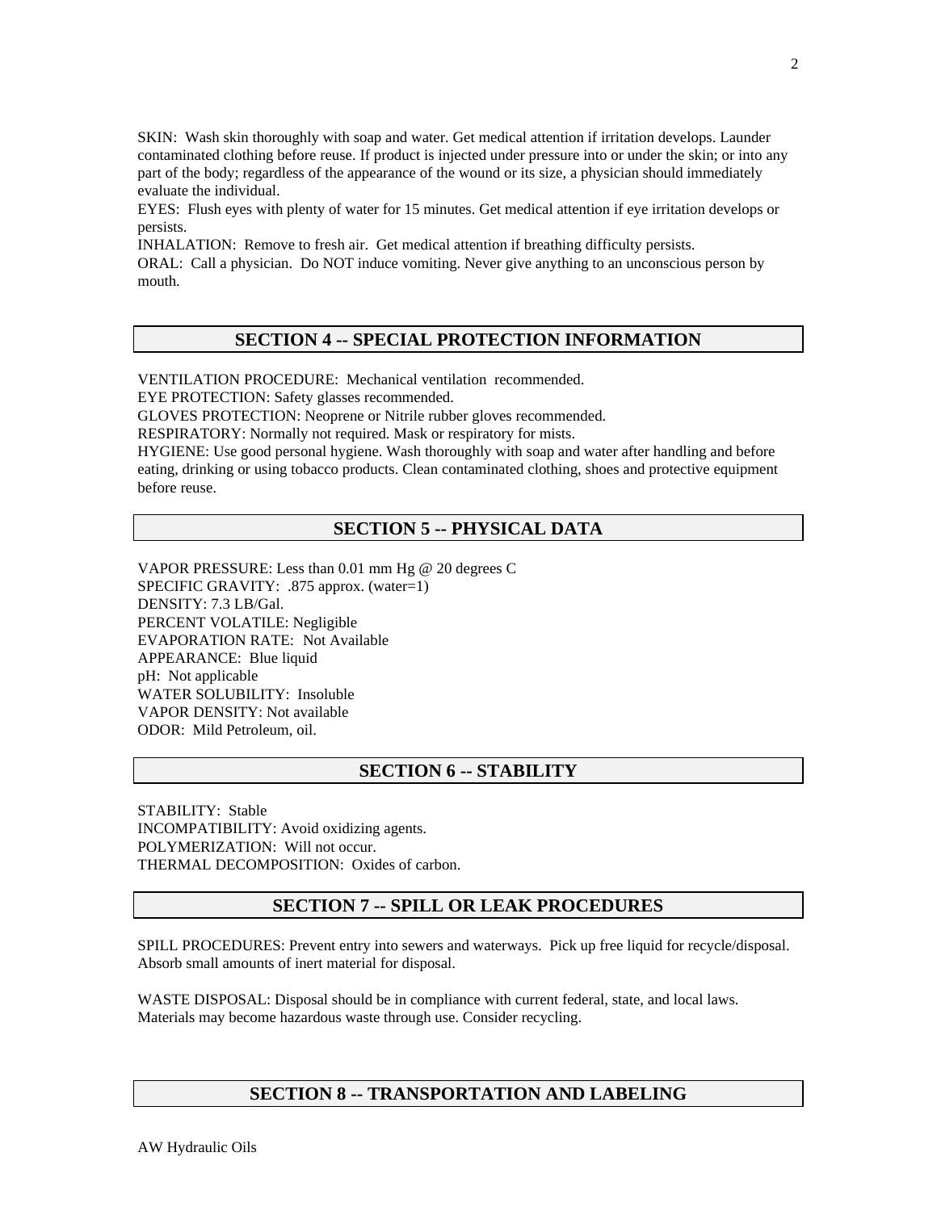SKIN: Wash skin thoroughly with soap and water. Get medical attention if irritation develops. Launder contaminated clothing before reuse. If product is injected under pressure into or under the skin; or into any part of the body; regardless of the appearance of the wound or its size, a physician should immediately evaluate the individual.
EYES: Flush eyes with plenty of water for 15 minutes. Get medical attention if eye irritation develops or persists.
INHALATION: Remove to fresh air. Get medical attention if breathing difficulty persists.
ORAL: Call a physician. Do NOT induce vomiting. Never give anything to an unconscious person by mouth.

## SECTION 4 -- SPECIAL PROTECTION INFORMATION

VENTILATION PROCEDURE: Mechanical ventilation recommended.
EYE PROTECTION: Safety glasses recommended.
GLOVES PROTECTION: Neoprene or Nitrile rubber gloves recommended.
RESPIRATORY: Normally not required. Mask or respiratory for mists.
HYGIENE: Use good personal hygiene. Wash thoroughly with soap and water after handling and before eating, drinking or using tobacco products. Clean contaminated clothing, shoes and protective equipment before reuse.

## SECTION 5 -- PHYSICAL DATA

VAPOR PRESSURE: Less than 0.01 mm Hg @ 20 degrees C
SPECIFIC GRAVITY: .875 approx. (water=1)
DENSITY: 7.3 LB/Gal.
PERCENT VOLATILE: Negligible
EVAPORATION RATE: Not Available
APPEARANCE: Blue liquid
pH: Not applicable
WATER SOLUBILITY: Insoluble
VAPOR DENSITY: Not available
ODOR: Mild Petroleum, oil.

## SECTION 6 -- STABILITY

STABILITY: Stable
INCOMPATIBILITY: Avoid oxidizing agents.
POLYMERIZATION: Will not occur.
THERMAL DECOMPOSITION: Oxides of carbon.

## SECTION 7 -- SPILL OR LEAK PROCEDURES

SPILL PROCEDURES: Prevent entry into sewers and waterways. Pick up free liquid for recycle/disposal. Absorb small amounts of inert material for disposal.

WASTE DISPOSAL: Disposal should be in compliance with current federal, state, and local laws. Materials may become hazardous waste through use. Consider recycling.

## SECTION 8 -- TRANSPORTATION AND LABELING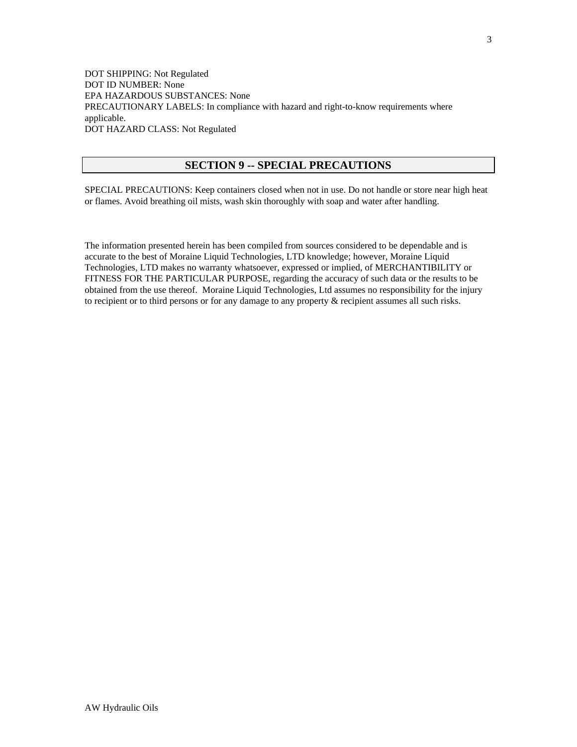DOT SHIPPING: Not Regulated
DOT ID NUMBER: None
EPA HAZARDOUS SUBSTANCES: None
PRECAUTIONARY LABELS: In compliance with hazard and right-to-know requirements where applicable.
DOT HAZARD CLASS: Not Regulated

## SECTION 9 -- SPECIAL PRECAUTIONS

SPECIAL PRECAUTIONS: Keep containers closed when not in use. Do not handle or store near high heat or flames. Avoid breathing oil mists, wash skin thoroughly with soap and water after handling.

The information presented herein has been compiled from sources considered to be dependable and is accurate to the best of Moraine Liquid Technologies, LTD knowledge; however, Moraine Liquid Technologies, LTD makes no warranty whatsoever, expressed or implied, of MERCHANTIBILITY or FITNESS FOR THE PARTICULAR PURPOSE, regarding the accuracy of such data or the results to be obtained from the use thereof. Moraine Liquid Technologies, Ltd assumes no responsibility for the injury to recipient or to third persons or for any damage to any property & recipient assumes all such risks.